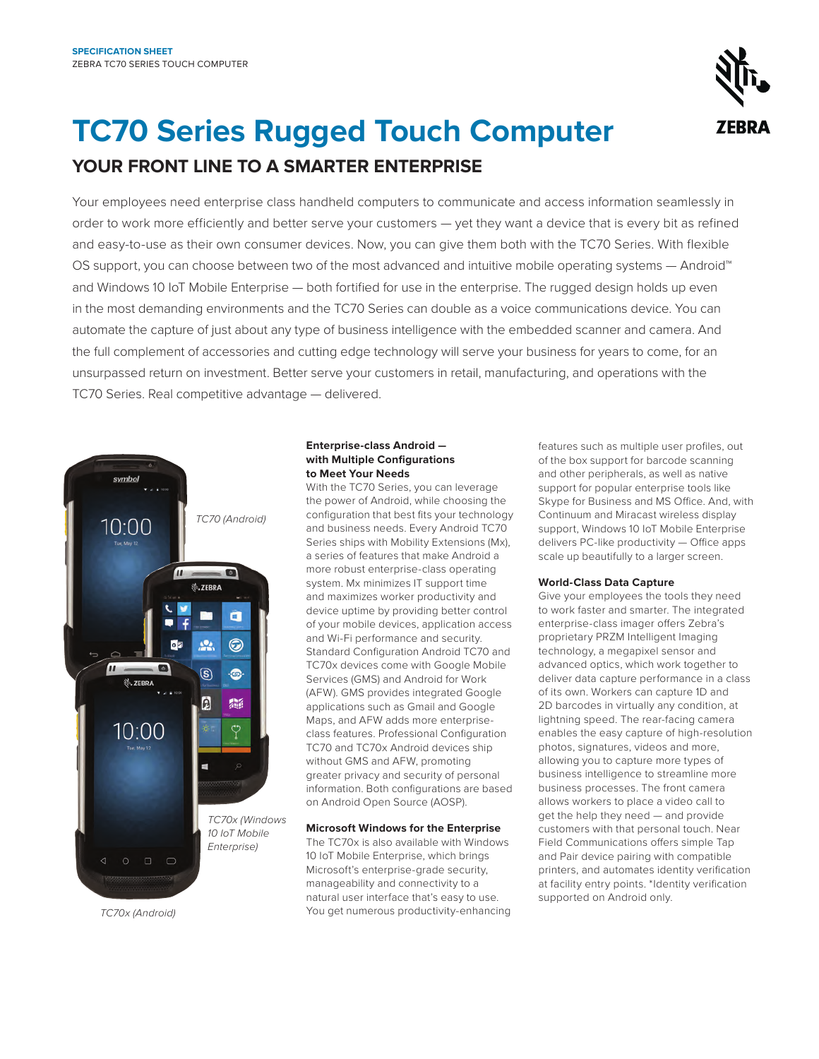SPECIFICATION SHEET
ZEBRA TC70 SERIES TOUCH COMPUTER

# TC70 Series Rugged Touch Computer

## YOUR FRONT LINE TO A SMARTER ENTERPRISE

Your employees need enterprise class handheld computers to communicate and access information seamlessly in order to work more efficiently and better serve your customers — yet they want a device that is every bit as refined and easy-to-use as their own consumer devices. Now, you can give them both with the TC70 Series. With flexible OS support, you can choose between two of the most advanced and intuitive mobile operating systems — Android™ and Windows 10 IoT Mobile Enterprise — both fortified for use in the enterprise. The rugged design holds up even in the most demanding environments and the TC70 Series can double as a voice communications device. You can automate the capture of just about any type of business intelligence with the embedded scanner and camera. And the full complement of accessories and cutting edge technology will serve your business for years to come, for an unsurpassed return on investment. Better serve your customers in retail, manufacturing, and operations with the TC70 Series. Real competitive advantage — delivered.

*TC70 (Android)*

*TC70x (Windows 10 IoT Mobile Enterprise)*

*TC70x (Android)*

### Enterprise-class Android — with Multiple Configurations to Meet Your Needs

With the TC70 Series, you can leverage the power of Android, while choosing the configuration that best fits your technology and business needs. Every Android TC70 Series ships with Mobility Extensions (Mx), a series of features that make Android a more robust enterprise-class operating system. Mx minimizes IT support time and maximizes worker productivity and device uptime by providing better control of your mobile devices, application access and Wi-Fi performance and security. Standard Configuration Android TC70 and TC70x devices come with Google Mobile Services (GMS) and Android for Work (AFW). GMS provides integrated Google applications such as Gmail and Google Maps, and AFW adds more enterprise-class features. Professional Configuration TC70 and TC70x Android devices ship without GMS and AFW, promoting greater privacy and security of personal information. Both configurations are based on Android Open Source (AOSP).

### Microsoft Windows for the Enterprise

The TC70x is also available with Windows 10 IoT Mobile Enterprise, which brings Microsoft's enterprise-grade security, manageability and connectivity to a natural user interface that's easy to use. You get numerous productivity-enhancing features such as multiple user profiles, out of the box support for barcode scanning and other peripherals, as well as native support for popular enterprise tools like Skype for Business and MS Office. And, with Continuum and Miracast wireless display support, Windows 10 IoT Mobile Enterprise delivers PC-like productivity — Office apps scale up beautifully to a larger screen.

### World-Class Data Capture

Give your employees the tools they need to work faster and smarter. The integrated enterprise-class imager offers Zebra's proprietary PRZM Intelligent Imaging technology, a megapixel sensor and advanced optics, which work together to deliver data capture performance in a class of its own. Workers can capture 1D and 2D barcodes in virtually any condition, at lightning speed. The rear-facing camera enables the easy capture of high-resolution photos, signatures, videos and more, allowing you to capture more types of business intelligence to streamline more business processes. The front camera allows workers to place a video call to get the help they need — and provide customers with that personal touch. Near Field Communications offers simple Tap and Pair device pairing with compatible printers, and automates identity verification at facility entry points. *Identity verification supported on Android only.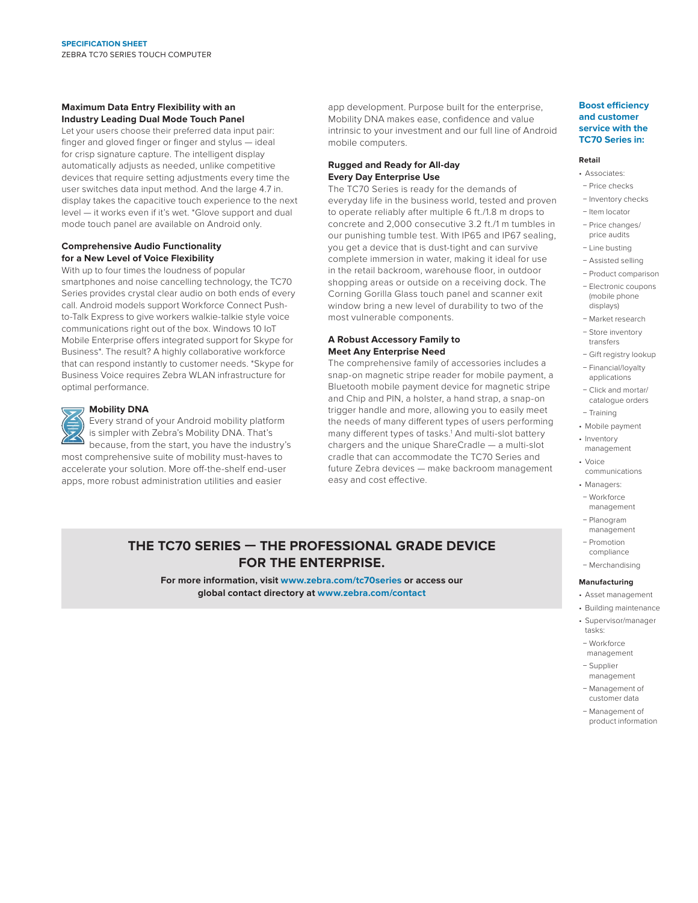### Maximum Data Entry Flexibility with an Industry Leading Dual Mode Touch Panel

Let your users choose their preferred data input pair: finger and gloved finger or finger and stylus — ideal for crisp signature capture. The intelligent display automatically adjusts as needed, unlike competitive devices that require setting adjustments every time the user switches data input method. And the large 4.7 in. display takes the capacitive touch experience to the next level — it works even if it's wet. *Glove support and dual mode touch panel are available on Android only.

### Comprehensive Audio Functionality for a New Level of Voice Flexibility

With up to four times the loudness of popular smartphones and noise cancelling technology, the TC70 Series provides crystal clear audio on both ends of every call. Android models support Workforce Connect Push-to-Talk Express to give workers walkie-talkie style voice communications right out of the box. Windows 10 IoT Mobile Enterprise offers integrated support for Skype for Business*. The result? A highly collaborative workforce that can respond instantly to customer needs. *Skype for Business Voice requires Zebra WLAN infrastructure for optimal performance.

### Mobility DNA

Every strand of your Android mobility platform is simpler with Zebra's Mobility DNA. That's because, from the start, you have the industry's most comprehensive suite of mobility must-haves to accelerate your solution. More off-the-shelf end-user apps, more robust administration utilities and easier app development. Purpose built for the enterprise, Mobility DNA makes ease, confidence and value intrinsic to your investment and our full line of Android mobile computers.

### Rugged and Ready for All-day Every Day Enterprise Use

The TC70 Series is ready for the demands of everyday life in the business world, tested and proven to operate reliably after multiple 6 ft./1.8 m drops to concrete and 2,000 consecutive 3.2 ft./1 m tumbles in our punishing tumble test. With IP65 and IP67 sealing, you get a device that is dust-tight and can survive complete immersion in water, making it ideal for use in the retail backroom, warehouse floor, in outdoor shopping areas or outside on a receiving dock. The Corning Gorilla Glass touch panel and scanner exit window bring a new level of durability to two of the most vulnerable components.

### A Robust Accessory Family to Meet Any Enterprise Need

The comprehensive family of accessories includes a snap-on magnetic stripe reader for mobile payment, a Bluetooth mobile payment device for magnetic stripe and Chip and PIN, a holster, a hand strap, a snap-on trigger handle and more, allowing you to easily meet the needs of many different types of users performing many different types of tasks.[1] And multi-slot battery chargers and the unique ShareCradle — a multi-slot cradle that can accommodate the TC70 Series and future Zebra devices — make backroom management easy and cost effective.

## THE TC70 SERIES — THE PROFESSIONAL GRADE DEVICE FOR THE ENTERPRISE.

**For more information, visit www.zebra.com/tc70series or access our global contact directory at www.zebra.com/contact**

### Boost efficiency and customer service with the TC70 Series in:

**Retail**

- Associates:
  - Price checks
  - Inventory checks
  - Item locator
  - Price changes/ price audits
  - Line busting
  - Assisted selling
  - Product comparison
  - Electronic coupons (mobile phone displays)
  - Market research
  - Store inventory transfers
  - Gift registry lookup
  - Financial/loyalty applications
  - Click and mortar/ catalogue orders
  - Training
- Mobile payment
- Inventory management
- Voice communications
- Managers:
  - Workforce management
  - Planogram management
  - Promotion compliance
  - Merchandising

**Manufacturing**

- Asset management
- Building maintenance
- Supervisor/manager tasks:
  - Workforce management
  - Supplier management
  - Management of customer data
  - Management of product information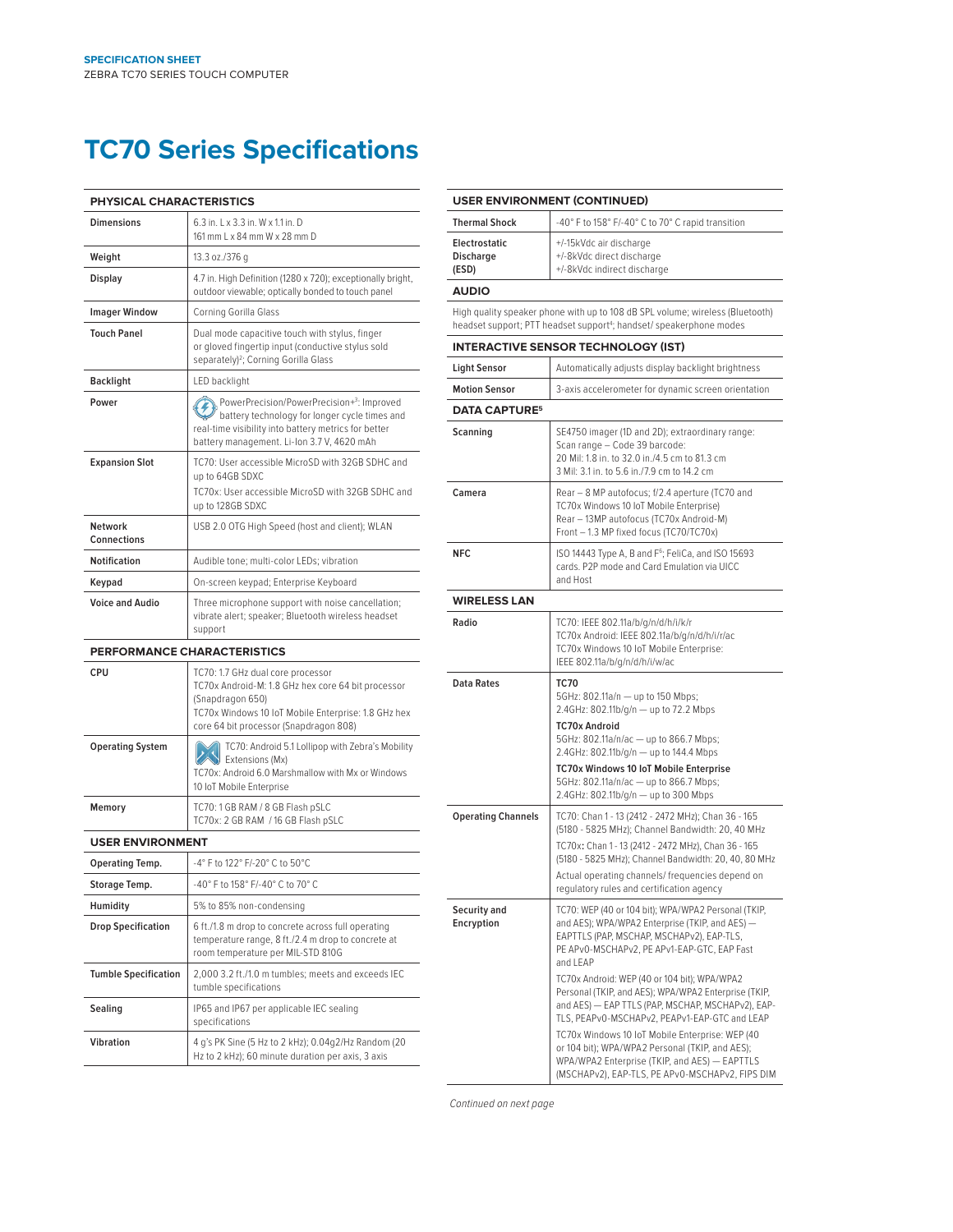# TC70 Series Specifications

| PHYSICAL CHARACTERISTICS | |
|---|---|
| Dimensions | 6.3 in. L x 3.3 in. W x 1.1 in. D<br>161 mm L x 84 mm W x 28 mm D |
| Weight | 13.3 oz./376 g |
| Display | 4.7 in. High Definition (1280 x 720); exceptionally bright, outdoor viewable; optically bonded to touch panel |
| Imager Window | Corning Gorilla Glass |
| Touch Panel | Dual mode capacitive touch with stylus, finger or gloved fingertip input (conductive stylus sold separately)[2]; Corning Gorilla Glass |
| Backlight | LED backlight |
| Power | PowerPrecision/PowerPrecision+[3]: Improved battery technology for longer cycle times and real-time visibility into battery metrics for better battery management. Li-Ion 3.7 V, 4620 mAh |
| Expansion Slot | TC70: User accessible MicroSD with 32GB SDHC and up to 64GB SDXC<br>TC70x: User accessible MicroSD with 32GB SDHC and up to 128GB SDXC |
| Network Connections | USB 2.0 OTG High Speed (host and client); WLAN |
| Notification | Audible tone; multi-color LEDs; vibration |
| Keypad | On-screen keypad; Enterprise Keyboard |
| Voice and Audio | Three microphone support with noise cancellation; vibrate alert; speaker; Bluetooth wireless headset support |

| PERFORMANCE CHARACTERISTICS | |
|---|---|
| CPU | TC70: 1.7 GHz dual core processor<br>TC70x Android-M: 1.8 GHz hex core 64 bit processor (Snapdragon 650)<br>TC70x Windows 10 IoT Mobile Enterprise: 1.8 GHz hex core 64 bit processor (Snapdragon 808) |
| Operating System | TC70: Android 5.1 Lollipop with Zebra's Mobility Extensions (Mx)<br>TC70x: Android 6.0 Marshmallow with Mx or Windows 10 IoT Mobile Enterprise |
| Memory | TC70: 1 GB RAM / 8 GB Flash pSLC<br>TC70x: 2 GB RAM / 16 GB Flash pSLC |

| USER ENVIRONMENT | |
|---|---|
| Operating Temp. | -4° F to 122° F/-20° C to 50°C |
| Storage Temp. | -40° F to 158° F/-40° C to 70° C |
| Humidity | 5% to 85% non-condensing |
| Drop Specification | 6 ft./1.8 m drop to concrete across full operating temperature range, 8 ft./2.4 m drop to concrete at room temperature per MIL-STD 810G |
| Tumble Specification | 2,000 3.2 ft./1.0 m tumbles; meets and exceeds IEC tumble specifications |
| Sealing | IP65 and IP67 per applicable IEC sealing specifications |
| Vibration | 4 g's PK Sine (5 Hz to 2 kHz); 0.04g2/Hz Random (20 Hz to 2 kHz); 60 minute duration per axis, 3 axis |

| USER ENVIRONMENT (CONTINUED) | |
|---|---|
| Thermal Shock | -40° F to 158° F/-40° C to 70° C rapid transition |
| Electrostatic Discharge (ESD) | +/-15kVdc air discharge<br>+/-8kVdc direct discharge<br>+/-8kVdc indirect discharge |

**AUDIO**

High quality speaker phone with up to 108 dB SPL volume; wireless (Bluetooth) headset support; PTT headset support[4]; handset/ speakerphone modes

| INTERACTIVE SENSOR TECHNOLOGY (IST) | |
|---|---|
| Light Sensor | Automatically adjusts display backlight brightness |
| Motion Sensor | 3-axis accelerometer for dynamic screen orientation |

| DATA CAPTURE[5] | |
|---|---|
| Scanning | SE4750 imager (1D and 2D); extraordinary range: Scan range – Code 39 barcode:<br>20 Mil: 1.8 in. to 32.0 in./4.5 cm to 81.3 cm<br>3 Mil: 3.1 in. to 5.6 in./7.9 cm to 14.2 cm |
| Camera | Rear – 8 MP autofocus; f/2.4 aperture (TC70 and TC70x Windows 10 IoT Mobile Enterprise)<br>Rear – 13MP autofocus (TC70x Android-M)<br>Front – 1.3 MP fixed focus (TC70/TC70x) |
| NFC | ISO 14443 Type A, B and F[6]; FeliCa, and ISO 15693 cards. P2P mode and Card Emulation via UICC and Host |

| WIRELESS LAN | |
|---|---|
| Radio | TC70: IEEE 802.11a/b/g/n/d/h/i/k/r<br>TC70x Android: IEEE 802.11a/b/g/n/d/h/i/r/ac<br>TC70x Windows 10 IoT Mobile Enterprise: IEEE 802.11a/b/g/n/d/h/i/w/ac |
| Data Rates | **TC70**<br>5GHz: 802.11a/n — up to 150 Mbps;<br>2.4GHz: 802.11b/g/n — up to 72.2 Mbps<br>**TC70x Android**<br>5GHz: 802.11a/n/ac — up to 866.7 Mbps;<br>2.4GHz: 802.11b/g/n — up to 144.4 Mbps<br>**TC70x Windows 10 IoT Mobile Enterprise**<br>5GHz: 802.11a/n/ac — up to 866.7 Mbps;<br>2.4GHz: 802.11b/g/n — up to 300 Mbps |
| Operating Channels | TC70: Chan 1 - 13 (2412 - 2472 MHz); Chan 36 - 165 (5180 - 5825 MHz); Channel Bandwidth: 20, 40 MHz<br>TC70x: Chan 1 - 13 (2412 - 2472 MHz), Chan 36 - 165 (5180 - 5825 MHz); Channel Bandwidth: 20, 40, 80 MHz<br>Actual operating channels/ frequencies depend on regulatory rules and certification agency |
| Security and Encryption | TC70: WEP (40 or 104 bit); WPA/WPA2 Personal (TKIP, and AES); WPA/WPA2 Enterprise (TKIP, and AES) — EAPTTLS (PAP, MSCHAP, MSCHAPv2), EAP-TLS, PE APv0-MSCHAPv2, PE APv1-EAP-GTC, EAP Fast and LEAP<br>TC70x Android: WEP (40 or 104 bit); WPA/WPA2 Personal (TKIP, and AES); WPA/WPA2 Enterprise (TKIP, and AES) — EAP TTLS (PAP, MSCHAP, MSCHAPv2), EAP-TLS, PEAPv0-MSCHAPv2, PEAPv1-EAP-GTC and LEAP<br>TC70x Windows 10 IoT Mobile Enterprise: WEP (40 or 104 bit); WPA/WPA2 Personal (TKIP, and AES); WPA/WPA2 Enterprise (TKIP, and AES) — EAPTTLS (MSCHAPv2), EAP-TLS, PE APv0-MSCHAPv2, FIPS DIM |

*Continued on next page*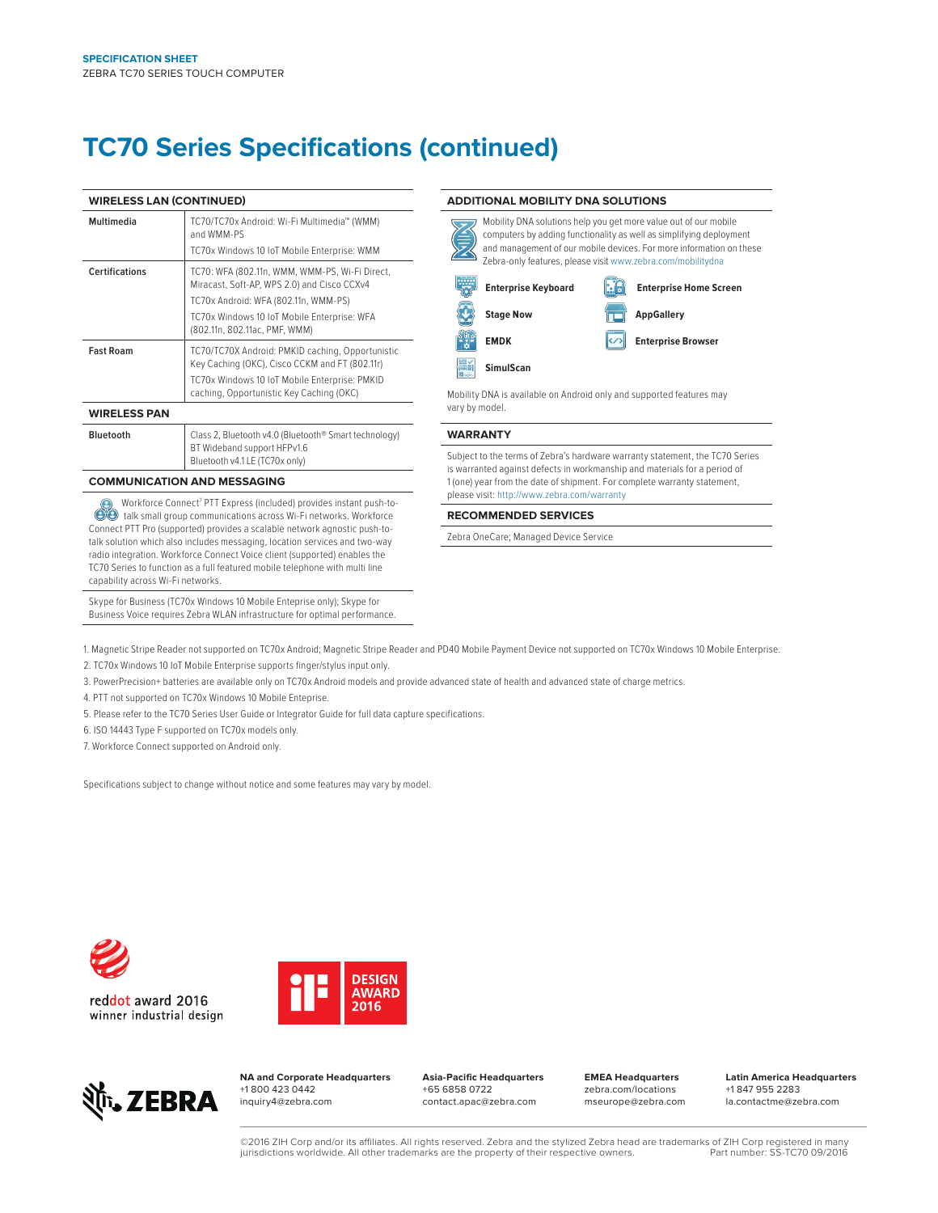# TC70 Series Specifications (continued)

## WIRELESS LAN (CONTINUED)

| | |
|---|---|
| **Multimedia** | TC70/TC70x Android: Wi-Fi Multimedia™ (WMM) and WMM-PS<br>TC70x Windows 10 IoT Mobile Enterprise: WMM |
| **Certifications** | TC70: WFA (802.11n, WMM, WMM-PS, Wi-Fi Direct, Miracast, Soft-AP, WPS 2.0) and Cisco CCXv4<br>TC70x Android: WFA (802.11n, WMM-PS)<br>TC70x Windows 10 IoT Mobile Enterprise: WFA (802.11n, 802.11ac, PMF, WMM) |
| **Fast Roam** | TC70/TC70X Android: PMKID caching, Opportunistic Key Caching (OKC), Cisco CCKM and FT (802.11r)<br>TC70x Windows 10 IoT Mobile Enterprise: PMKID caching, Opportunistic Key Caching (OKC) |

## WIRELESS PAN

| | |
|---|---|
| **Bluetooth** | Class 2, Bluetooth v4.0 (Bluetooth® Smart technology)<br>BT Wideband support HFPv1.6<br>Bluetooth v4.1 LE (TC70x only) |

## COMMUNICATION AND MESSAGING

Workforce Connect[7] PTT Express (included) provides instant push-to-talk small group communications across Wi-Fi networks. Workforce Connect PTT Pro (supported) provides a scalable network agnostic push-to-talk solution which also includes messaging, location services and two-way radio integration. Workforce Connect Voice client (supported) enables the TC70 Series to function as a full featured mobile telephone with multi line capability across Wi-Fi networks.

Skype for Business (TC70x Windows 10 Mobile Enteprise only); Skype for Business Voice requires Zebra WLAN infrastructure for optimal performance.

## ADDITIONAL MOBILITY DNA SOLUTIONS

Mobility DNA solutions help you get more value out of our mobile computers by adding functionality as well as simplifying deployment and management of our mobile devices. For more information on these Zebra-only features, please visit www.zebra.com/mobilitydna

- **Enterprise Keyboard**
- **Enterprise Home Screen**
- **Stage Now**
- **AppGallery**
- **EMDK**
- **Enterprise Browser**
- **SimulScan**

Mobility DNA is available on Android only and supported features may vary by model.

## WARRANTY

Subject to the terms of Zebra's hardware warranty statement, the TC70 Series is warranted against defects in workmanship and materials for a period of 1 (one) year from the date of shipment. For complete warranty statement, please visit: http://www.zebra.com/warranty

## RECOMMENDED SERVICES

Zebra OneCare; Managed Device Service

1. Magnetic Stripe Reader not supported on TC70x Android; Magnetic Stripe Reader and PD40 Mobile Payment Device not supported on TC70x Windows 10 Mobile Enterprise.
2. TC70x Windows 10 IoT Mobile Enterprise supports finger/stylus input only.
3. PowerPrecision+ batteries are available only on TC70x Android models and provide advanced state of health and advanced state of charge metrics.
4. PTT not supported on TC70x Windows 10 Mobile Enteprise.
5. Please refer to the TC70 Series User Guide or Integrator Guide for full data capture specifications.
6. ISO 14443 Type F supported on TC70x models only.
7. Workforce Connect supported on Android only.

Specifications subject to change without notice and some features may vary by model.

reddot award 2016
winner industrial design

iF DESIGN AWARD 2016

ZEBRA

**NA and Corporate Headquarters**
+1 800 423 0442
inquiry4@zebra.com

**Asia-Pacific Headquarters**
+65 6858 0722
contact.apac@zebra.com

**EMEA Headquarters**
zebra.com/locations
mseurope@zebra.com

**Latin America Headquarters**
+1 847 955 2283
la.contactme@zebra.com

©2016 ZIH Corp and/or its affiliates. All rights reserved. Zebra and the stylized Zebra head are trademarks of ZIH Corp registered in many jurisdictions worldwide. All other trademarks are the property of their respective owners. Part number: SS-TC70 09/2016